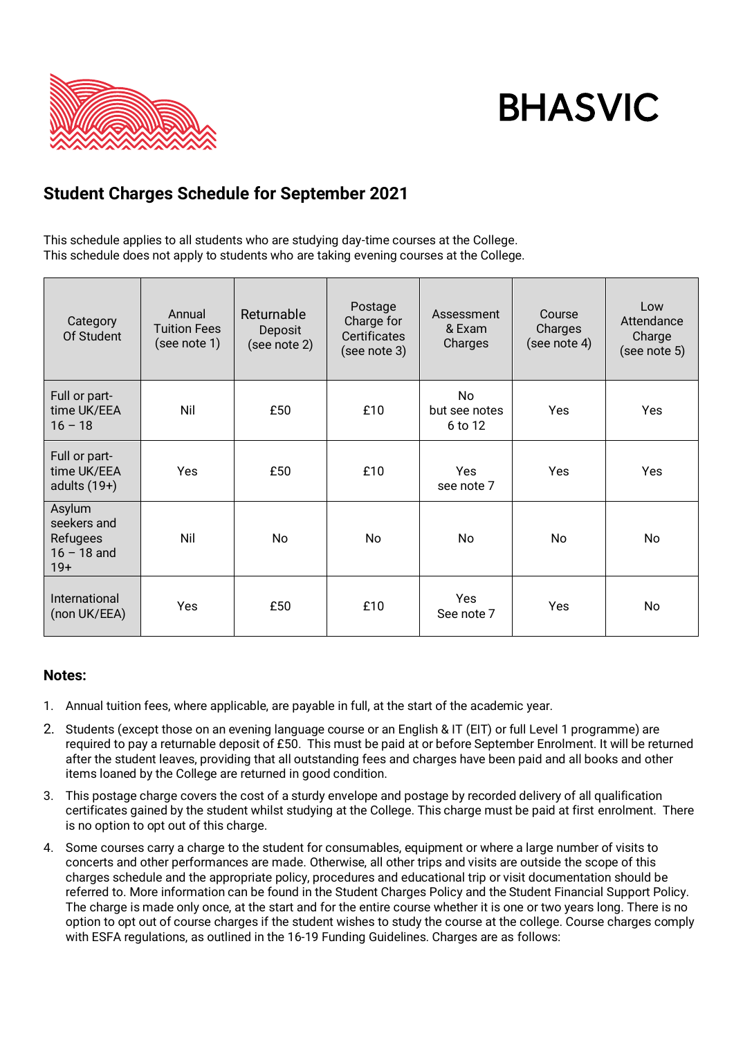BHASVIC

## Student Charges Schedule for September 2021

This schedule applies to all students who are studying day-time courses at the College.
This schedule does not apply to students who are taking evening courses at the College.

| Category Of Student | Annual Tuition Fees (see note 1) | Returnable Deposit (see note 2) | Postage Charge for Certificates (see note 3) | Assessment & Exam Charges | Course Charges (see note 4) | Low Attendance Charge (see note 5) |
|---|---|---|---|---|---|---|
| Full or part-time UK/EEA 16 – 18 | Nil | £50 | £10 | No but see notes 6 to 12 | Yes | Yes |
| Full or part-time UK/EEA adults (19+) | Yes | £50 | £10 | Yes see note 7 | Yes | Yes |
| Asylum seekers and Refugees 16 – 18 and 19+ | Nil | No | No | No | No | No |
| International (non UK/EEA) | Yes | £50 | £10 | Yes See note 7 | Yes | No |

### Notes:

1. Annual tuition fees, where applicable, are payable in full, at the start of the academic year.
2. Students (except those on an evening language course or an English & IT (EIT) or full Level 1 programme) are required to pay a returnable deposit of £50. This must be paid at or before September Enrolment. It will be returned after the student leaves, providing that all outstanding fees and charges have been paid and all books and other items loaned by the College are returned in good condition.
3. This postage charge covers the cost of a sturdy envelope and postage by recorded delivery of all qualification certificates gained by the student whilst studying at the College. This charge must be paid at first enrolment. There is no option to opt out of this charge.
4. Some courses carry a charge to the student for consumables, equipment or where a large number of visits to concerts and other performances are made. Otherwise, all other trips and visits are outside the scope of this charges schedule and the appropriate policy, procedures and educational trip or visit documentation should be referred to. More information can be found in the Student Charges Policy and the Student Financial Support Policy. The charge is made only once, at the start and for the entire course whether it is one or two years long. There is no option to opt out of course charges if the student wishes to study the course at the college. Course charges comply with ESFA regulations, as outlined in the 16-19 Funding Guidelines. Charges are as follows: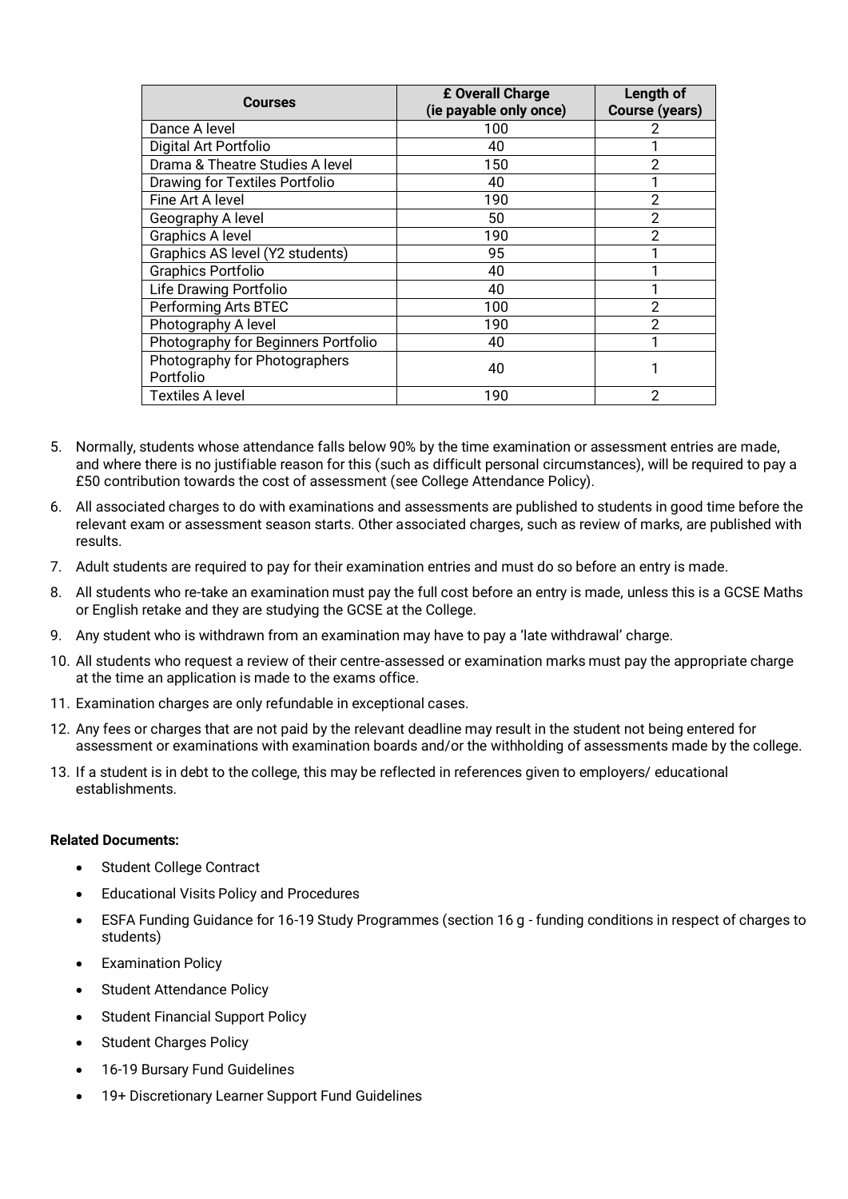| Courses | £ Overall Charge (ie payable only once) | Length of Course (years) |
|---|---|---|
| Dance A level | 100 | 2 |
| Digital Art Portfolio | 40 | 1 |
| Drama & Theatre Studies A level | 150 | 2 |
| Drawing for Textiles Portfolio | 40 | 1 |
| Fine Art A level | 190 | 2 |
| Geography A level | 50 | 2 |
| Graphics A level | 190 | 2 |
| Graphics AS level (Y2 students) | 95 | 1 |
| Graphics Portfolio | 40 | 1 |
| Life Drawing Portfolio | 40 | 1 |
| Performing Arts BTEC | 100 | 2 |
| Photography A level | 190 | 2 |
| Photography for Beginners Portfolio | 40 | 1 |
| Photography for Photographers Portfolio | 40 | 1 |
| Textiles A level | 190 | 2 |

5. Normally, students whose attendance falls below 90% by the time examination or assessment entries are made, and where there is no justifiable reason for this (such as difficult personal circumstances), will be required to pay a £50 contribution towards the cost of assessment (see College Attendance Policy).
6. All associated charges to do with examinations and assessments are published to students in good time before the relevant exam or assessment season starts. Other associated charges, such as review of marks, are published with results.
7. Adult students are required to pay for their examination entries and must do so before an entry is made.
8. All students who re-take an examination must pay the full cost before an entry is made, unless this is a GCSE Maths or English retake and they are studying the GCSE at the College.
9. Any student who is withdrawn from an examination may have to pay a 'late withdrawal' charge.
10. All students who request a review of their centre-assessed or examination marks must pay the appropriate charge at the time an application is made to the exams office.
11. Examination charges are only refundable in exceptional cases.
12. Any fees or charges that are not paid by the relevant deadline may result in the student not being entered for assessment or examinations with examination boards and/or the withholding of assessments made by the college.
13. If a student is in debt to the college, this may be reflected in references given to employers/ educational establishments.

**Related Documents:**

- Student College Contract
- Educational Visits Policy and Procedures
- ESFA Funding Guidance for 16-19 Study Programmes (section 16 g - funding conditions in respect of charges to students)
- Examination Policy
- Student Attendance Policy
- Student Financial Support Policy
- Student Charges Policy
- 16-19 Bursary Fund Guidelines
- 19+ Discretionary Learner Support Fund Guidelines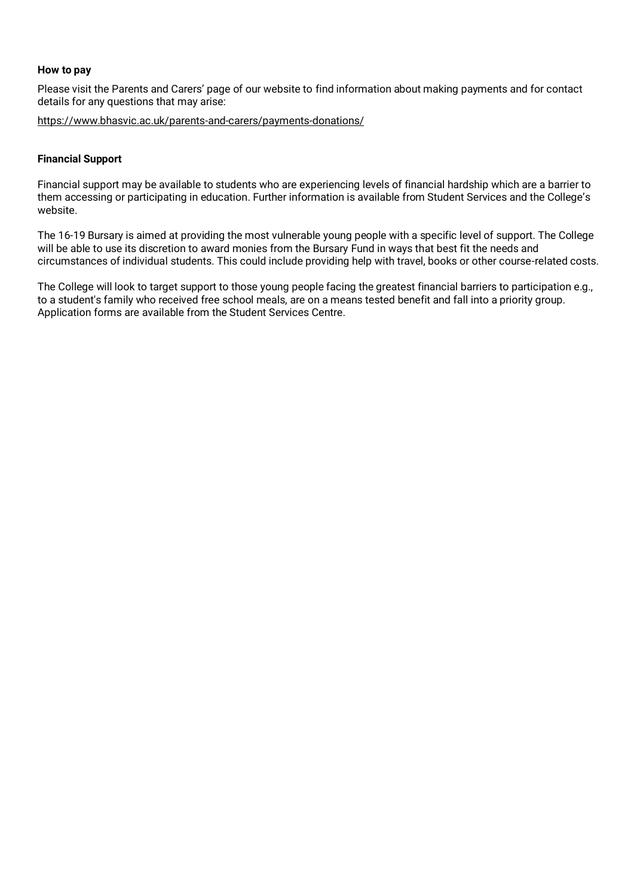**How to pay**

Please visit the Parents and Carers' page of our website to find information about making payments and for contact details for any questions that may arise:

https://www.bhasvic.ac.uk/parents-and-carers/payments-donations/

**Financial Support**

Financial support may be available to students who are experiencing levels of financial hardship which are a barrier to them accessing or participating in education. Further information is available from Student Services and the College's website.

The 16-19 Bursary is aimed at providing the most vulnerable young people with a specific level of support. The College will be able to use its discretion to award monies from the Bursary Fund in ways that best fit the needs and circumstances of individual students. This could include providing help with travel, books or other course-related costs.

The College will look to target support to those young people facing the greatest financial barriers to participation e.g., to a student's family who received free school meals, are on a means tested benefit and fall into a priority group. Application forms are available from the Student Services Centre.